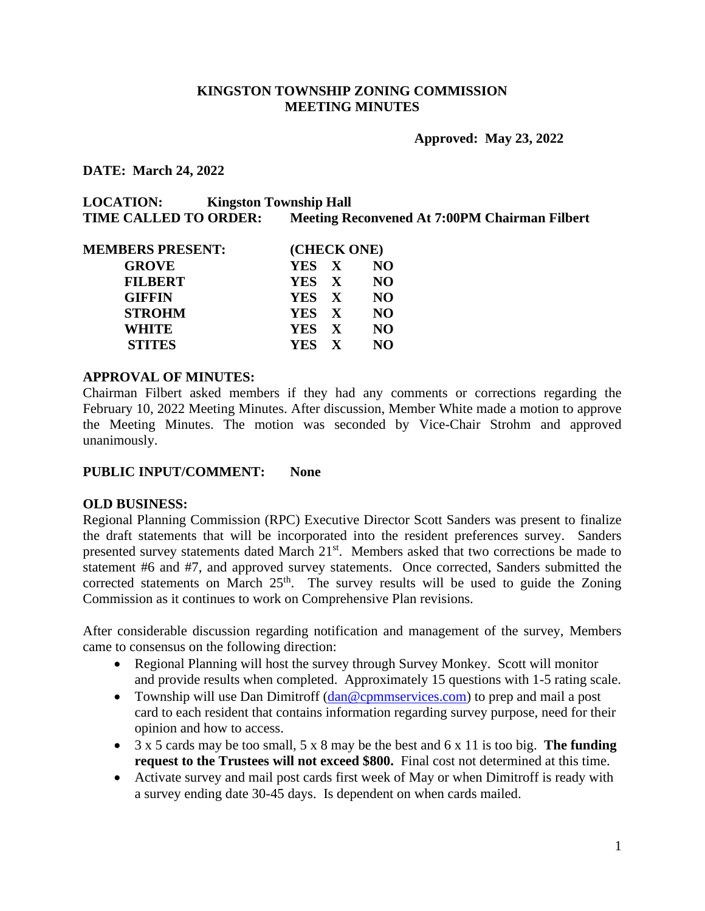# KINGSTON TOWNSHIP ZONING COMMISSION
## MEETING MINUTES

**Approved: May 23, 2022**

**DATE: March 24, 2022**

**LOCATION:** **Kingston Township Hall**
**TIME CALLED TO ORDER:** **Meeting Reconvened At 7:00PM Chairman Filbert**

| MEMBERS PRESENT: | (CHECK ONE) | | |
|---|---|---|---|
| GROVE | YES | X | NO |
| FILBERT | YES | X | NO |
| GIFFIN | YES | X | NO |
| STROHM | YES | X | NO |
| WHITE | YES | X | NO |
| STITES | YES | X | NO |

**APPROVAL OF MINUTES:**
Chairman Filbert asked members if they had any comments or corrections regarding the February 10, 2022 Meeting Minutes. After discussion, Member White made a motion to approve the Meeting Minutes. The motion was seconded by Vice-Chair Strohm and approved unanimously.

**PUBLIC INPUT/COMMENT:** **None**

**OLD BUSINESS:**
Regional Planning Commission (RPC) Executive Director Scott Sanders was present to finalize the draft statements that will be incorporated into the resident preferences survey. Sanders presented survey statements dated March 21st. Members asked that two corrections be made to statement #6 and #7, and approved survey statements. Once corrected, Sanders submitted the corrected statements on March 25th. The survey results will be used to guide the Zoning Commission as it continues to work on Comprehensive Plan revisions.

After considerable discussion regarding notification and management of the survey, Members came to consensus on the following direction:

- Regional Planning will host the survey through Survey Monkey. Scott will monitor and provide results when completed. Approximately 15 questions with 1-5 rating scale.
- Township will use Dan Dimitroff (dan@cpmmservices.com) to prep and mail a post card to each resident that contains information regarding survey purpose, need for their opinion and how to access.
- 3 x 5 cards may be too small, 5 x 8 may be the best and 6 x 11 is too big. **The funding request to the Trustees will not exceed $800.** Final cost not determined at this time.
- Activate survey and mail post cards first week of May or when Dimitroff is ready with a survey ending date 30-45 days. Is dependent on when cards mailed.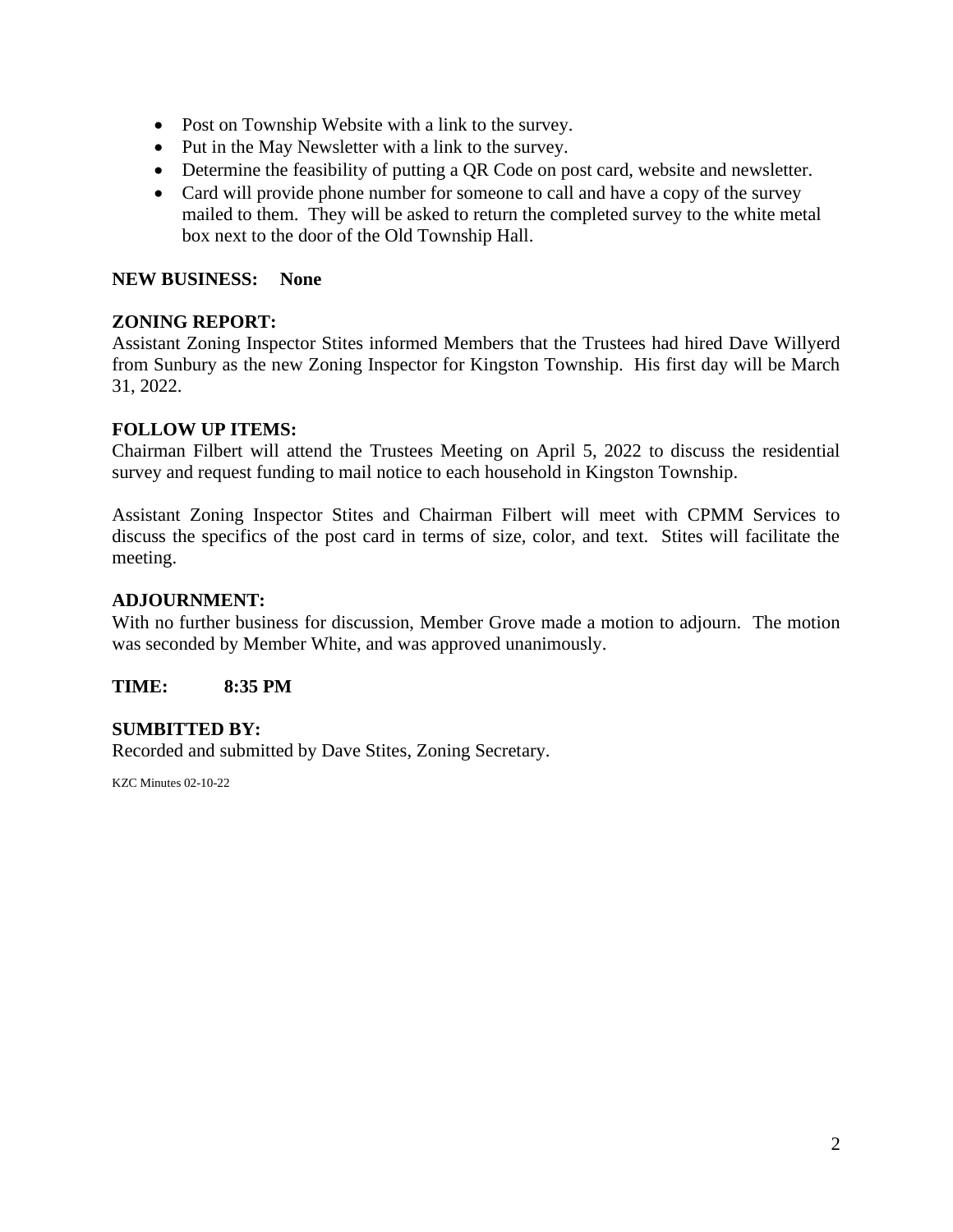- Post on Township Website with a link to the survey.
- Put in the May Newsletter with a link to the survey.
- Determine the feasibility of putting a QR Code on post card, website and newsletter.
- Card will provide phone number for someone to call and have a copy of the survey mailed to them. They will be asked to return the completed survey to the white metal box next to the door of the Old Township Hall.

**NEW BUSINESS: None**

**ZONING REPORT:**
Assistant Zoning Inspector Stites informed Members that the Trustees had hired Dave Willyerd from Sunbury as the new Zoning Inspector for Kingston Township. His first day will be March 31, 2022.

**FOLLOW UP ITEMS:**
Chairman Filbert will attend the Trustees Meeting on April 5, 2022 to discuss the residential survey and request funding to mail notice to each household in Kingston Township.

Assistant Zoning Inspector Stites and Chairman Filbert will meet with CPMM Services to discuss the specifics of the post card in terms of size, color, and text. Stites will facilitate the meeting.

**ADJOURNMENT:**
With no further business for discussion, Member Grove made a motion to adjourn. The motion was seconded by Member White, and was approved unanimously.

**TIME: 8:35 PM**

**SUMBITTED BY:**
Recorded and submitted by Dave Stites, Zoning Secretary.

KZC Minutes 02-10-22